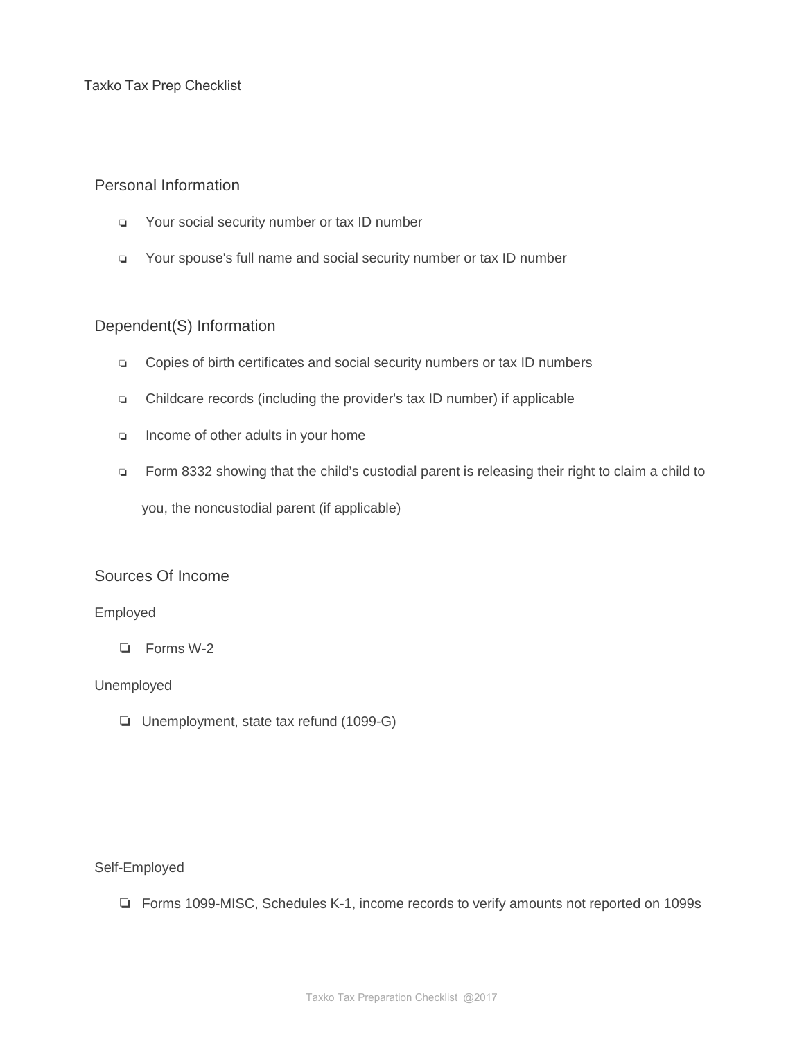Taxko Tax Prep Checklist

## Personal Information

- ❏ Your social security number or tax ID number
- ❏ Your spouse's full name and social security number or tax ID number

## Dependent(S) Information

- ❏ Copies of birth certificates and social security numbers or tax ID numbers
- ❏ Childcare records (including the provider's tax ID number) if applicable
- ❏ Income of other adults in your home
- ❏ Form 8332 showing that the child's custodial parent is releasing their right to claim a child to you, the noncustodial parent (if applicable)

## Sources Of Income

### Employed

- ❏ Forms W-2

### Unemployed

- ❏ Unemployment, state tax refund (1099-G)

### Self-Employed

- ❏ Forms 1099-MISC, Schedules K-1, income records to verify amounts not reported on 1099s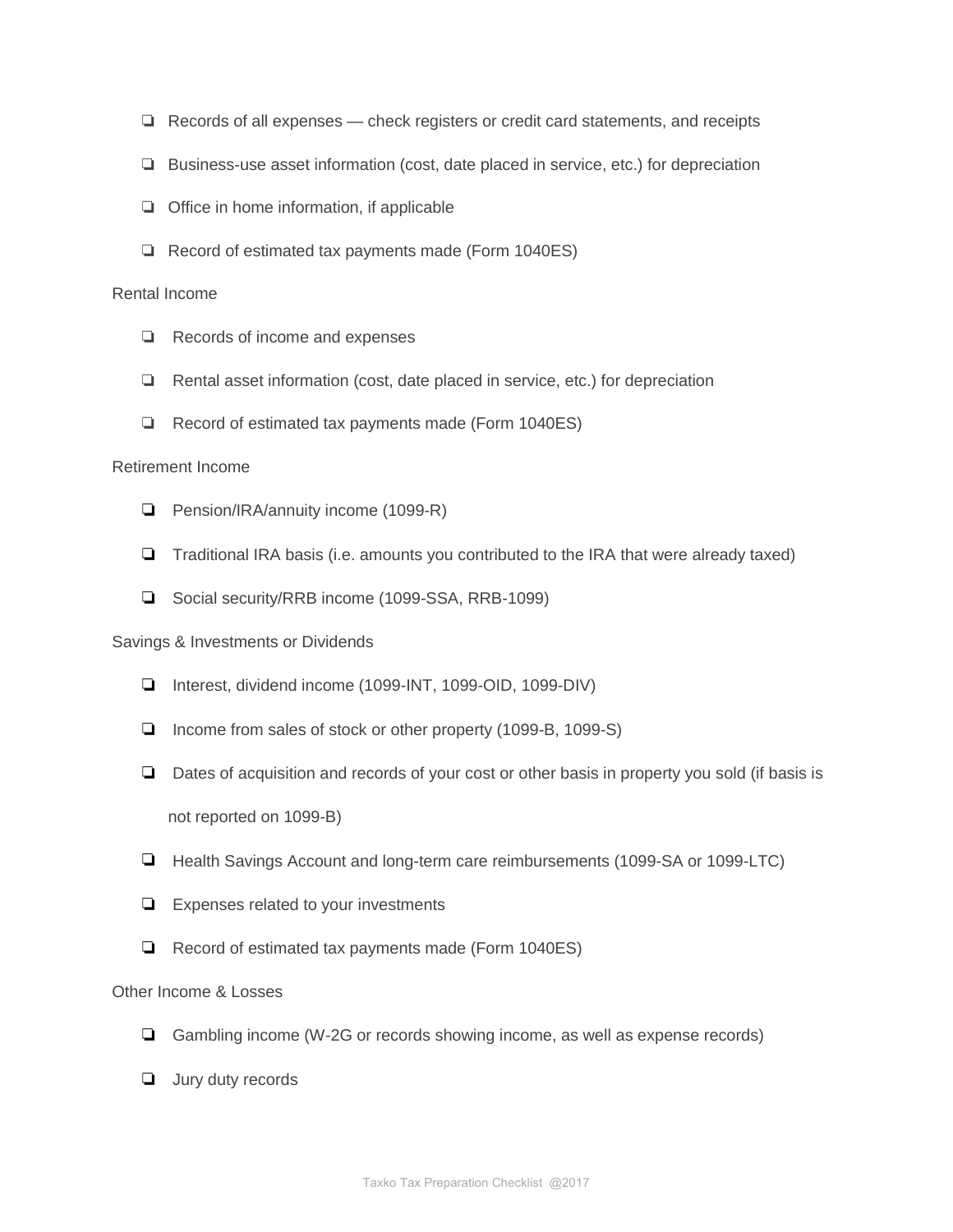- ❏ Records of all expenses — check registers or credit card statements, and receipts
- ❏ Business-use asset information (cost, date placed in service, etc.) for depreciation
- ❏ Office in home information, if applicable
- ❏ Record of estimated tax payments made (Form 1040ES)

Rental Income

- ❏ Records of income and expenses
- ❏ Rental asset information (cost, date placed in service, etc.) for depreciation
- ❏ Record of estimated tax payments made (Form 1040ES)

Retirement Income

- ❏ Pension/IRA/annuity income (1099-R)
- ❏ Traditional IRA basis (i.e. amounts you contributed to the IRA that were already taxed)
- ❏ Social security/RRB income (1099-SSA, RRB-1099)

Savings & Investments or Dividends

- ❏ Interest, dividend income (1099-INT, 1099-OID, 1099-DIV)
- ❏ Income from sales of stock or other property (1099-B, 1099-S)
- ❏ Dates of acquisition and records of your cost or other basis in property you sold (if basis is not reported on 1099-B)
- ❏ Health Savings Account and long-term care reimbursements (1099-SA or 1099-LTC)
- ❏ Expenses related to your investments
- ❏ Record of estimated tax payments made (Form 1040ES)

Other Income & Losses

- ❏ Gambling income (W-2G or records showing income, as well as expense records)
- ❏ Jury duty records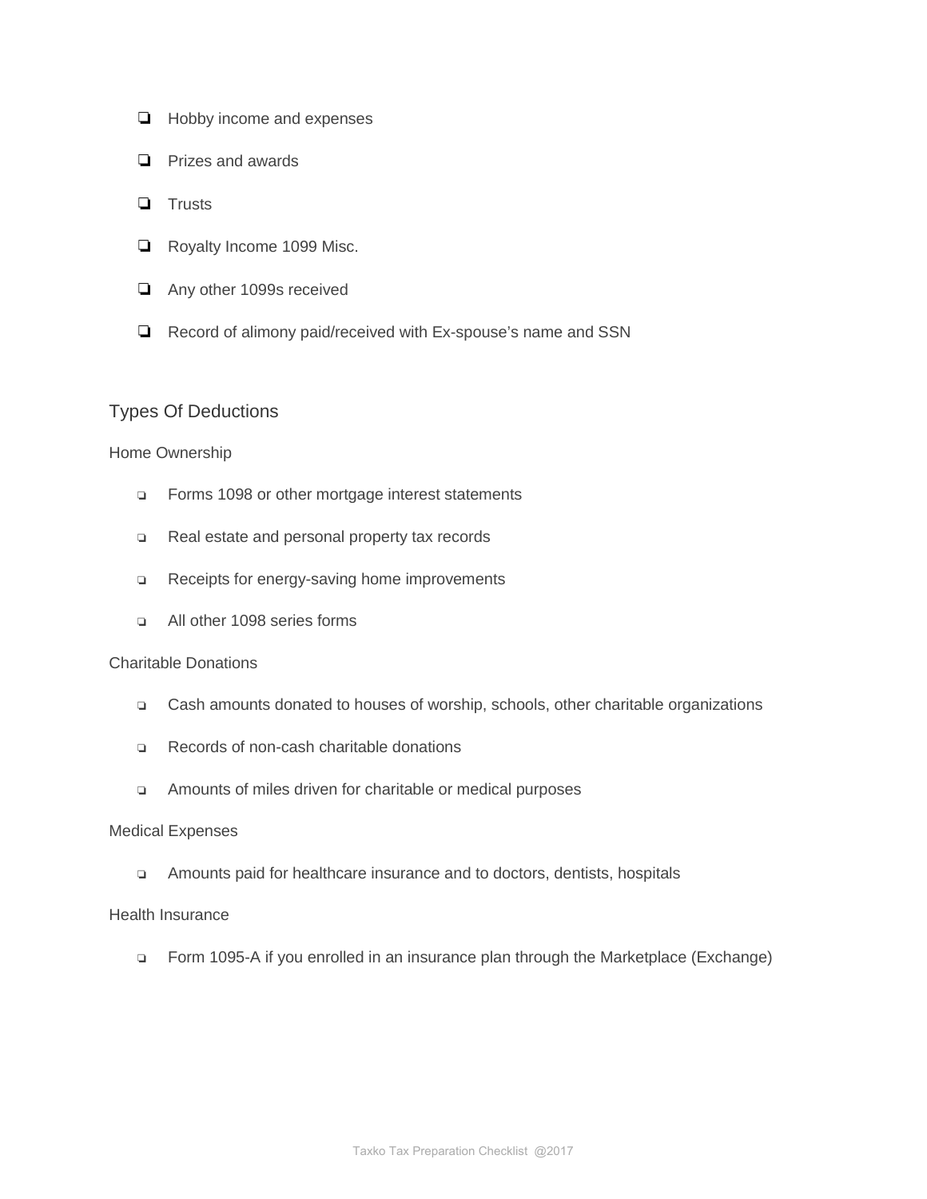- ❏ Hobby income and expenses
- ❏ Prizes and awards
- ❏ Trusts
- ❏ Royalty Income 1099 Misc.
- ❏ Any other 1099s received
- ❏ Record of alimony paid/received with Ex-spouse's name and SSN

## Types Of Deductions

Home Ownership

- ❏ Forms 1098 or other mortgage interest statements
- ❏ Real estate and personal property tax records
- ❏ Receipts for energy-saving home improvements
- ❏ All other 1098 series forms

Charitable Donations

- ❏ Cash amounts donated to houses of worship, schools, other charitable organizations
- ❏ Records of non-cash charitable donations
- ❏ Amounts of miles driven for charitable or medical purposes

Medical Expenses

- ❏ Amounts paid for healthcare insurance and to doctors, dentists, hospitals

Health Insurance

- ❏ Form 1095-A if you enrolled in an insurance plan through the Marketplace (Exchange)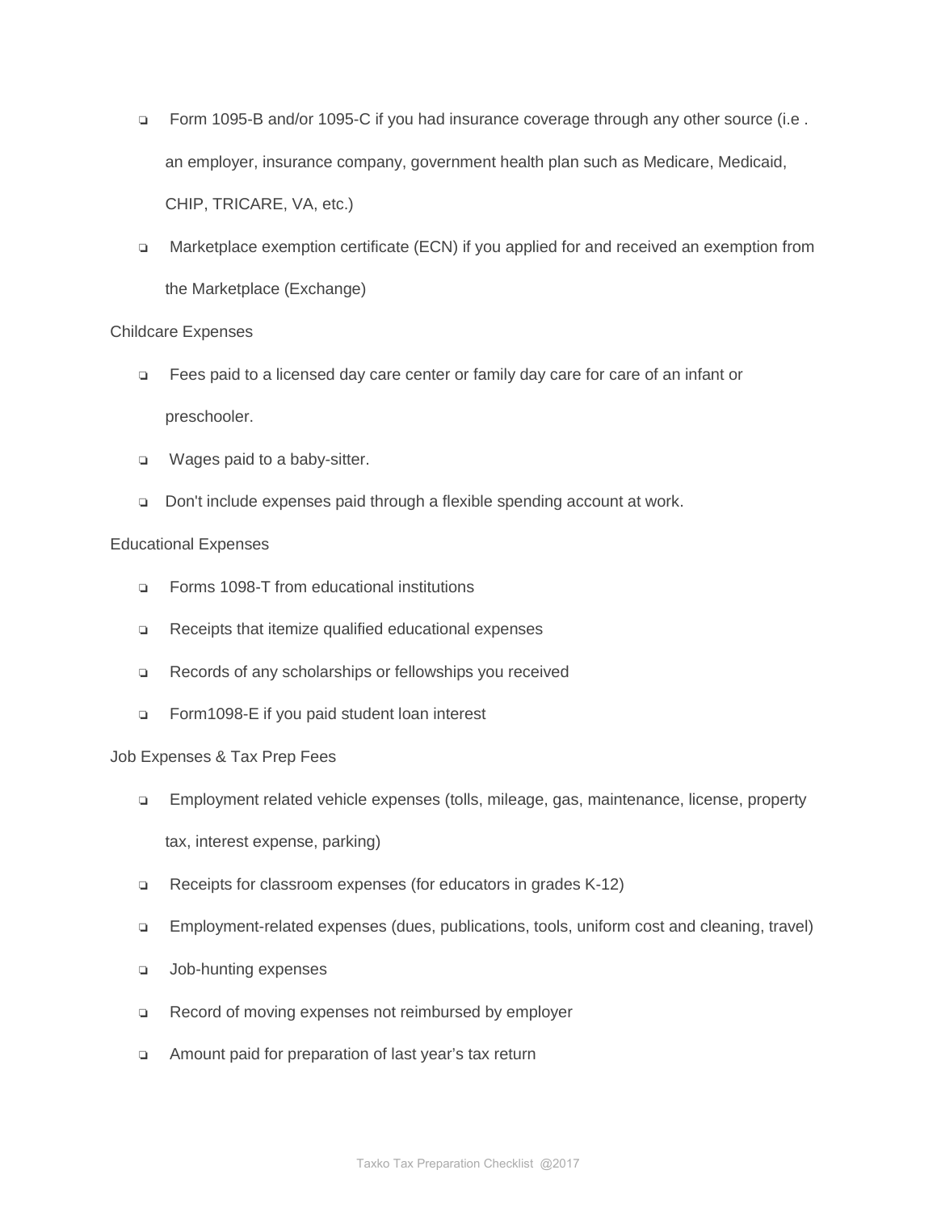- Form 1095-B and/or 1095-C if you had insurance coverage through any other source (i.e . an employer, insurance company, government health plan such as Medicare, Medicaid, CHIP, TRICARE, VA, etc.)
- Marketplace exemption certificate (ECN) if you applied for and received an exemption from the Marketplace (Exchange)

Childcare Expenses

- Fees paid to a licensed day care center or family day care for care of an infant or preschooler.
- Wages paid to a baby-sitter.
- Don't include expenses paid through a flexible spending account at work.

Educational Expenses

- Forms 1098-T from educational institutions
- Receipts that itemize qualified educational expenses
- Records of any scholarships or fellowships you received
- Form1098-E if you paid student loan interest

Job Expenses & Tax Prep Fees

- Employment related vehicle expenses (tolls, mileage, gas, maintenance, license, property tax, interest expense, parking)
- Receipts for classroom expenses (for educators in grades K-12)
- Employment-related expenses (dues, publications, tools, uniform cost and cleaning, travel)
- Job-hunting expenses
- Record of moving expenses not reimbursed by employer
- Amount paid for preparation of last year's tax return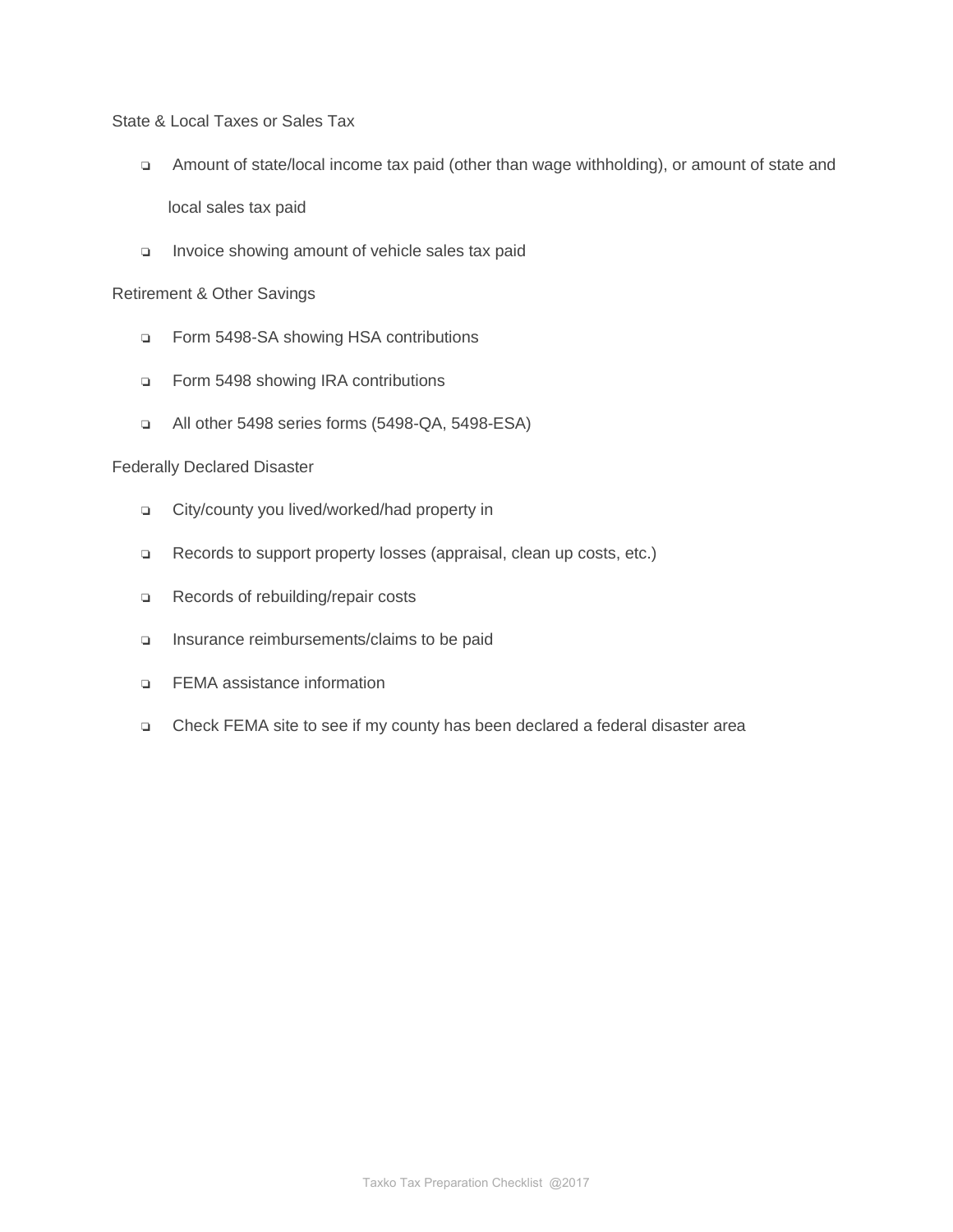State & Local Taxes or Sales Tax

- ❏ Amount of state/local income tax paid (other than wage withholding), or amount of state and local sales tax paid
- ❏ Invoice showing amount of vehicle sales tax paid

Retirement & Other Savings

- ❏ Form 5498-SA showing HSA contributions
- ❏ Form 5498 showing IRA contributions
- ❏ All other 5498 series forms (5498-QA, 5498-ESA)

Federally Declared Disaster

- ❏ City/county you lived/worked/had property in
- ❏ Records to support property losses (appraisal, clean up costs, etc.)
- ❏ Records of rebuilding/repair costs
- ❏ Insurance reimbursements/claims to be paid
- ❏ FEMA assistance information
- ❏ Check FEMA site to see if my county has been declared a federal disaster area